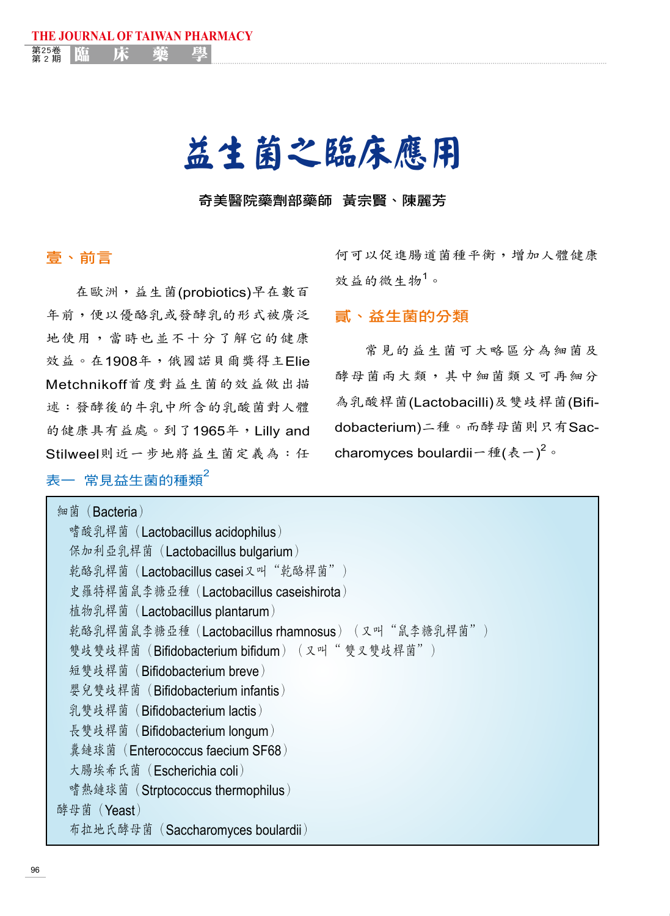# 益生菌之臨床應用

**奇美醫院藥劑部藥師 黃宗賢、陳麗芳**

## 壹、前言

在歐洲，益生菌(probiotics)早在數百年前，便以優酪乳或發酵乳的形式被廣泛地使用，當時也並不十分了解它的健康效益。在1908年，俄國諾貝爾獎得主Elie Metchnikoff首度對益生菌的效益做出描述：發酵後的牛乳中所含的乳酸菌對人體的健康具有益處。到了1965年，Lilly and Stilweel則近一步地將益生菌定義為：任何可以促進腸道菌種平衡，增加人體健康效益的微生物[1]。

## 貳、益生菌的分類

常見的益生菌可大略區分為細菌及酵母菌兩大類，其中細菌類又可再細分為乳酸桿菌(Lactobacilli)及雙歧桿菌(Bifidobacterium)二種。而酵母菌則只有Saccharomyces boulardii一種(表一)[2]。

表一 常見益生菌的種類[2]

細菌（Bacteria）
- 嗜酸乳桿菌（Lactobacillus acidophilus）
- 保加利亞乳桿菌（Lactobacillus bulgarium）
- 乾酪乳桿菌（Lactobacillus casei又叫“乾酪桿菌”）
- 史羅特桿菌鼠李糖亞種（Lactobacillus caseishirota）
- 植物乳桿菌（Lactobacillus plantarum）
- 乾酪乳桿菌鼠李糖亞種（Lactobacillus rhamnosus）（又叫“鼠李糖乳桿菌”）
- 雙歧雙歧桿菌（Bifidobacterium bifidum）（又叫“雙叉雙歧桿菌”）
- 短雙歧桿菌（Bifidobacterium breve）
- 嬰兒雙歧桿菌（Bifidobacterium infantis）
- 乳雙歧桿菌（Bifidobacterium lactis）
- 長雙歧桿菌（Bifidobacterium longum）
- 糞鏈球菌（Enterococcus faecium SF68）
- 大腸埃希氏菌（Escherichia coli）
- 嗜熱鏈球菌（Strptococcus thermophilus）

酵母菌（Yeast）
- 布拉地氏酵母菌（Saccharomyces boulardii）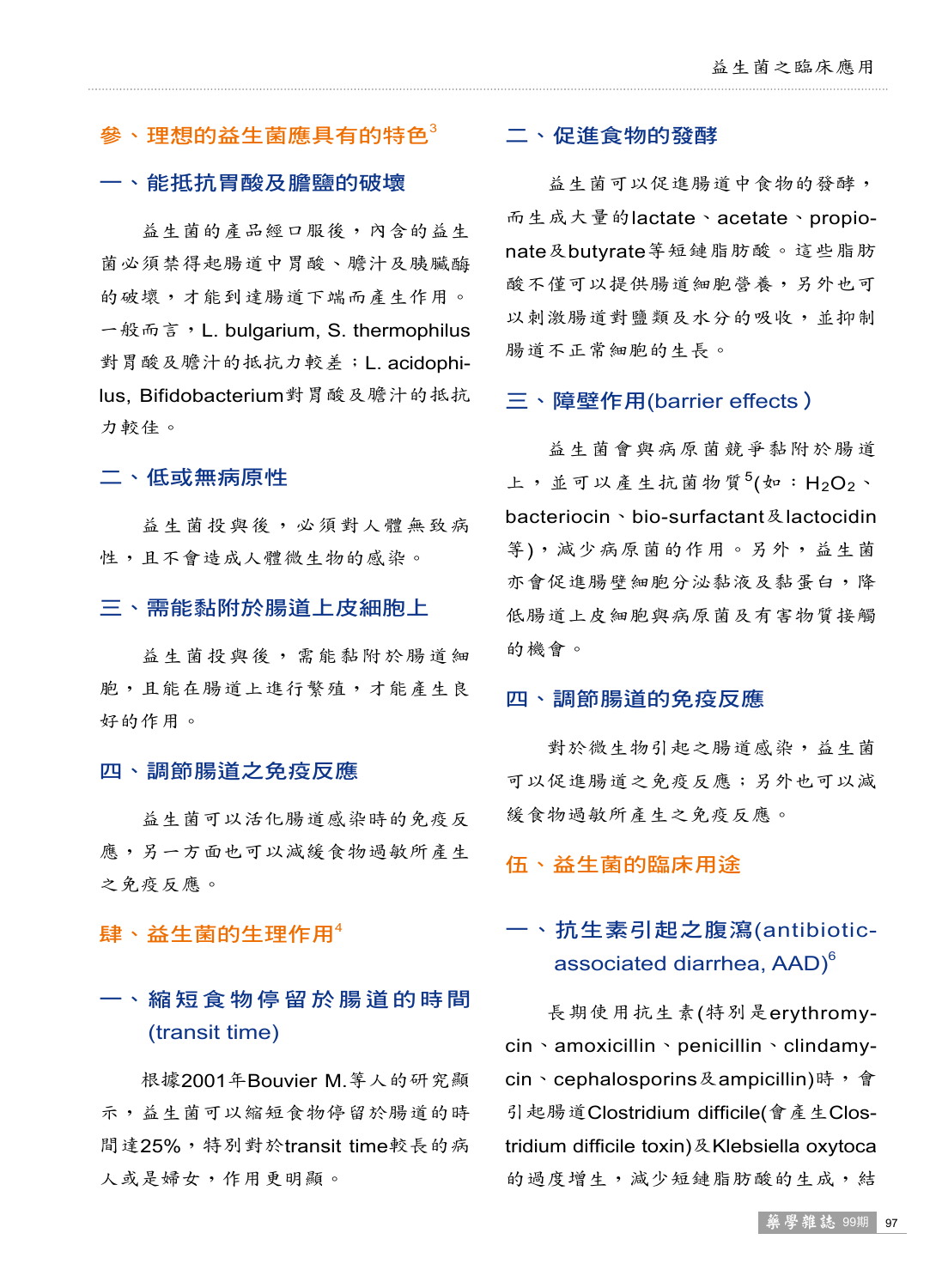## 參、理想的益生菌應具有的特色[3]

### 一、能抵抗胃酸及膽鹽的破壞

益生菌的產品經口服後，內含的益生菌必須禁得起腸道中胃酸、膽汁及胰臟酶的破壞，才能到達腸道下端而產生作用。一般而言，L. bulgarium, S. thermophilus對胃酸及膽汁的抵抗力較差；L. acidophilus, Bifidobacterium對胃酸及膽汁的抵抗力較佳。

### 二、低或無病原性

益生菌投與後，必須對人體無致病性，且不會造成人體微生物的感染。

### 三、需能黏附於腸道上皮細胞上

益生菌投與後，需能黏附於腸道細胞，且能在腸道上進行繁殖，才能產生良好的作用。

### 四、調節腸道之免疫反應

益生菌可以活化腸道感染時的免疫反應，另一方面也可以減緩食物過敏所產生之免疫反應。

## 肆、益生菌的生理作用[4]

### 一、縮短食物停留於腸道的時間(transit time)

根據2001年Bouvier M.等人的研究顯示，益生菌可以縮短食物停留於腸道的時間達25%，特別對於transit time較長的病人或是婦女，作用更明顯。

### 二、促進食物的發酵

益生菌可以促進腸道中食物的發酵，而生成大量的lactate、acetate、propionate及butyrate等短鏈脂肪酸。這些脂肪酸不僅可以提供腸道細胞營養，另外也可以刺激腸道對鹽類及水分的吸收，並抑制腸道不正常細胞的生長。

### 三、障壁作用(barrier effects)

益生菌會與病原菌競爭黏附於腸道上，並可以產生抗菌物質[5](如：$H_2O_2$、bacteriocin、bio-surfactant及lactocidin等)，減少病原菌的作用。另外，益生菌亦會促進腸壁細胞分泌黏液及黏蛋白，降低腸道上皮細胞與病原菌及有害物質接觸的機會。

### 四、調節腸道的免疫反應

對於微生物引起之腸道感染，益生菌可以促進腸道之免疫反應；另外也可以減緩食物過敏所產生之免疫反應。

## 伍、益生菌的臨床用途

### 一、抗生素引起之腹瀉(antibiotic-associated diarrhea, AAD)[6]

長期使用抗生素(特別是erythromycin、amoxicillin、penicillin、clindamycin、cephalosporins及ampicillin)時，會引起腸道Clostridium difficile(會產生Clostridium difficile toxin)及Klebsiella oxytoca的過度增生，減少短鏈脂肪酸的生成，結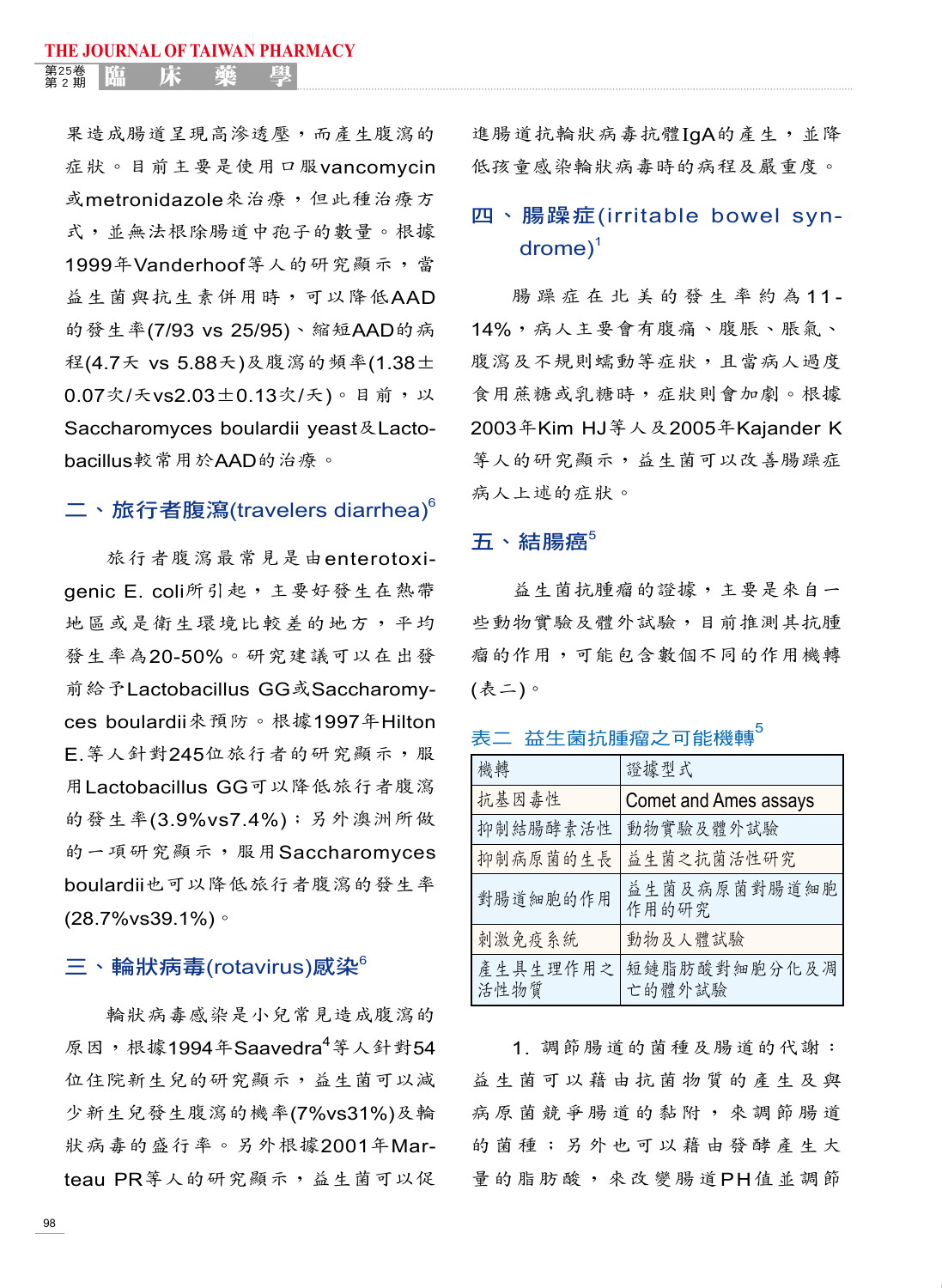果造成腸道呈現高滲透壓，而產生腹瀉的症狀。目前主要是使用口服vancomycin或metronidazole來治療，但此種治療方式，並無法根除腸道中孢子的數量。根據1999年Vanderhoof等人的研究顯示，當益生菌與抗生素併用時，可以降低AAD的發生率(7/93 vs 25/95)、縮短AAD的病程(4.7天 vs 5.88天)及腹瀉的頻率(1.38±0.07次/天vs2.03±0.13次/天)。目前，以Saccharomyces boulardii yeast及Lactobacillus較常用於AAD的治療。

## 二、旅行者腹瀉(travelers diarrhea)[6]

旅行者腹瀉最常見是由enterotoxigenic E. coli所引起，主要好發生在熱帶地區或是衛生環境比較差的地方，平均發生率為20-50%。研究建議可以在出發前給予Lactobacillus GG或Saccharomyces boulardii來預防。根據1997年Hilton E.等人針對245位旅行者的研究顯示，服用Lactobacillus GG可以降低旅行者腹瀉的發生率(3.9%vs7.4%)；另外澳洲所做的一項研究顯示，服用Saccharomyces boulardii也可以降低旅行者腹瀉的發生率(28.7%vs39.1%)。

## 三、輪狀病毒(rotavirus)感染[6]

輪狀病毒感染是小兒常見造成腹瀉的原因，根據1994年Saavedra[4]等人針對54位住院新生兒的研究顯示，益生菌可以減少新生兒發生腹瀉的機率(7%vs31%)及輪狀病毒的盛行率。另外根據2001年Marteau PR等人的研究顯示，益生菌可以促進腸道抗輪狀病毒抗體IgA的產生，並降低孩童感染輪狀病毒時的病程及嚴重度。

## 四、腸躁症(irritable bowel syndrome)[1]

腸躁症在北美的發生率約為11-14%，病人主要會有腹痛、腹脹、脹氣、腹瀉及不規則蠕動等症狀，且當病人過度食用蔗糖或乳糖時，症狀則會加劇。根據2003年Kim HJ等人及2005年Kajander K等人的研究顯示，益生菌可以改善腸躁症病人上述的症狀。

## 五、結腸癌[5]

益生菌抗腫瘤的證據，主要是來自一些動物實驗及體外試驗，目前推測其抗腫瘤的作用，可能包含數個不同的作用機轉(表二)。

表二　益生菌抗腫瘤之可能機轉[5]

| 機轉 | 證據型式 |
|---|---|
| 抗基因毒性 | Comet and Ames assays |
| 抑制結腸酵素活性 | 動物實驗及體外試驗 |
| 抑制病原菌的生長 | 益生菌之抗菌活性研究 |
| 對腸道細胞的作用 | 益生菌及病原菌對腸道細胞作用的研究 |
| 刺激免疫系統 | 動物及人體試驗 |
| 產生具生理作用之活性物質 | 短鏈脂肪酸對細胞分化及凋亡的體外試驗 |

1. 調節腸道的菌種及腸道的代謝：益生菌可以藉由抗菌物質的產生及與病原菌競爭腸道的黏附，來調節腸道的菌種；另外也可以藉由發酵產生大量的脂肪酸，來改變腸道PH值並調節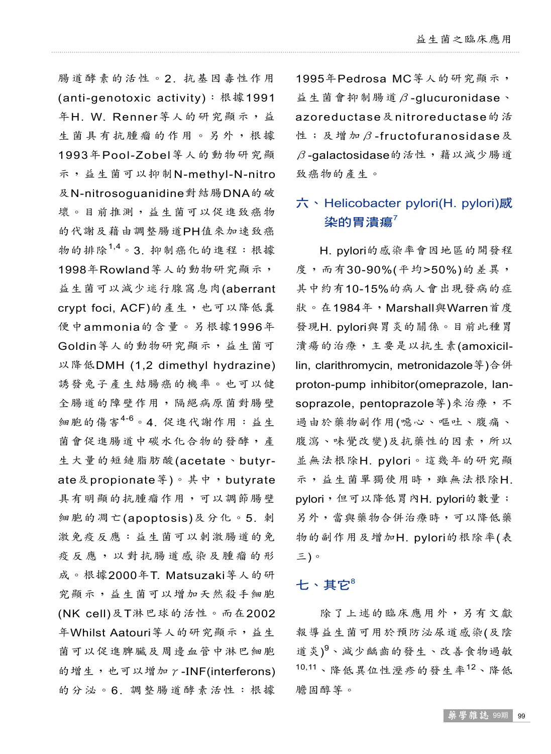腸道酵素的活性。2. 抗基因毒性作用(anti-genotoxic activity)：根據1991年H. W. Renner等人的研究顯示，益生菌具有抗腫瘤的作用。另外，根據1993年Pool-Zobel等人的動物研究顯示，益生菌可以抑制N-methyl-N-nitro及N-nitrosoguanidine對結腸DNA的破壞。目前推測，益生菌可以促進致癌物的代謝及藉由調整腸道PH值來加速致癌物的排除[1,4]。3. 抑制癌化的進程：根據1998年Rowland等人的動物研究顯示，益生菌可以減少迷行腺窩息肉(aberrant crypt foci, ACF)的產生，也可以降低糞便中ammonia的含量。另根據1996年Goldin等人的動物研究顯示，益生菌可以降低DMH (1,2 dimethyl hydrazine)誘發兔子產生結腸癌的機率。也可以健全腸道的障壁作用，隔絕病原菌對腸壁細胞的傷害[4-6]。4. 促進代謝作用：益生菌會促進腸道中碳水化合物的發酵，產生大量的短鏈脂肪酸(acetate、butyrate及propionate等)。其中，butyrate具有明顯的抗腫瘤作用，可以調節腸壁細胞的凋亡(apoptosis)及分化。5. 刺激免疫反應：益生菌可以刺激腸道的免疫反應，以對抗腸道感染及腫瘤的形成。根據2000年T. Matsuzaki等人的研究顯示，益生菌可以增加天然殺手細胞(NK cell)及T淋巴球的活性。而在2002年Whilst Aatouri等人的研究顯示，益生菌可以促進脾臟及周邊血管中淋巴細胞的增生，也可以增加γ-INF(interferons)的分泌。6. 調整腸道酵素活性：根據1995年Pedrosa MC等人的研究顯示，益生菌會抑制腸道β-glucuronidase、azoreductase及nitroreductase的活性；及增加β-fructofuranosidase及β-galactosidase的活性，藉以減少腸道致癌物的產生。

## 六、Helicobacter pylori(H. pylori)感染的胃潰瘍[7]

H. pylori的感染率會因地區的開發程度，而有30-90%(平均>50%)的差異，其中約有10-15%的病人會出現發病的症狀。在1984年，Marshall與Warren首度發現H. pylori與胃炎的關係。目前此種胃潰瘍的治療，主要是以抗生素(amoxicillin, clarithromycin, metronidazole等)合併proton-pump inhibitor(omeprazole, lansoprazole, pentoprazole等)來治療，不過由於藥物副作用(噁心、嘔吐、腹痛、腹瀉、味覺改變)及抗藥性的因素，所以並無法根除H. pylori。這幾年的研究顯示，益生菌單獨使用時，雖無法根除H. pylori，但可以降低胃內H. pylori的數量；另外，當與藥物合併治療時，可以降低藥物的副作用及增加H. pylori的根除率(表三)。

## 七、其它[8]

除了上述的臨床應用外，另有文獻報導益生菌可用於預防泌尿道感染(及陰道炎)[9]、減少齲齒的發生、改善食物過敏[10,11]、降低異位性溼疹的發生率[12]、降低膽固醇等。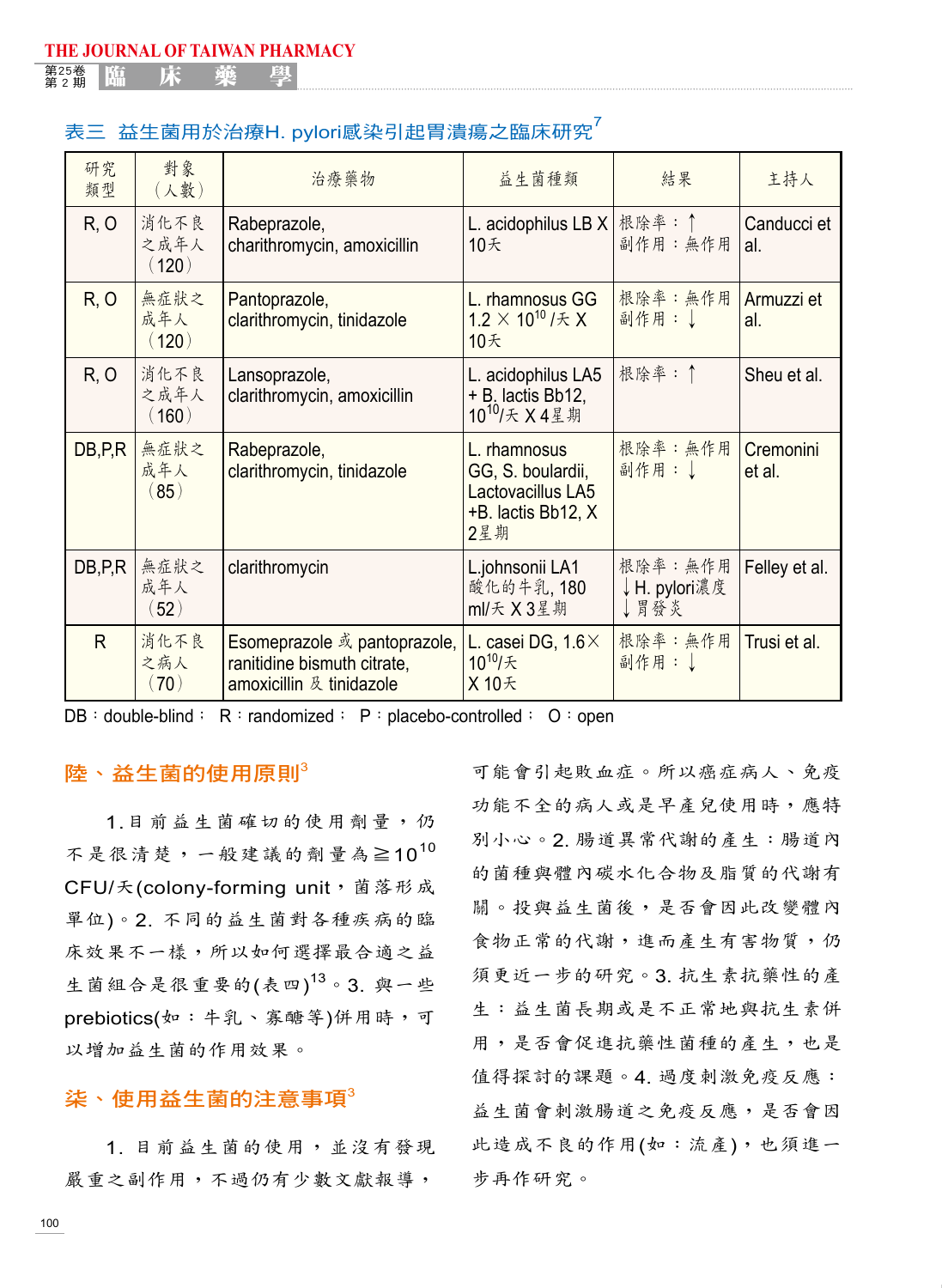表三 益生菌用於治療H. pylori感染引起胃潰瘍之臨床研究[7]

| 研究類型 | 對象（人數） | 治療藥物 | 益生菌種類 | 結果 | 主持人 |
|---|---|---|---|---|---|
| R, O | 消化不良之成年人（120） | Rabeprazole, charithromycin, amoxicillin | L. acidophilus LB X 10天 | 根除率：↑ 副作用：無作用 | Canducci et al. |
| R, O | 無症狀之成年人（120） | Pantoprazole, clarithromycin, tinidazole | L. rhamnosus GG $1.2 \times 10^{10}$/天 X 10天 | 根除率：無作用 副作用：↓ | Armuzzi et al. |
| R, O | 消化不良之成年人（160） | Lansoprazole, clarithromycin, amoxicillin | L. acidophilus LA5 + B. lactis Bb12, $10^{10}$/天 X 4星期 | 根除率：↑ | Sheu et al. |
| DB,P,R | 無症狀之成年人（85） | Rabeprazole, clarithromycin, tinidazole | L. rhamnosus GG, S. boulardii, Lactovacillus LA5 +B. lactis Bb12, X 2星期 | 根除率：無作用 副作用：↓ | Cremonini et al. |
| DB,P,R | 無症狀之成年人（52） | clarithromycin | L.johnsonii LA1 酸化的牛乳, 180 ml/天 X 3星期 | 根除率：無作用 ↓H. pylori濃度 ↓胃發炎 | Felley et al. |
| R | 消化不良之病人（70） | Esomeprazole 或 pantoprazole, ranitidine bismuth citrate, amoxicillin 及 tinidazole | L. casei DG, $1.6 \times 10^{10}$/天 X 10天 | 根除率：無作用 副作用：↓ | Trusi et al. |

DB：double-blind； R：randomized； P：placebo-controlled； O：open

## 陸、益生菌的使用原則[3]

1.目前益生菌確切的使用劑量，仍不是很清楚，一般建議的劑量為≧$10^{10}$ CFU/天(colony-forming unit，菌落形成單位)。2. 不同的益生菌對各種疾病的臨床效果不一樣，所以如何選擇最合適之益生菌組合是很重要的(表四)[13]。3. 與一些prebiotics(如：牛乳、寡醣等)併用時，可以增加益生菌的作用效果。

## 柒、使用益生菌的注意事項[3]

1. 目前益生菌的使用，並沒有發現嚴重之副作用，不過仍有少數文獻報導，可能會引起敗血症。所以癌症病人、免疫功能不全的病人或是早產兒使用時，應特別小心。2. 腸道異常代謝的產生：腸道內的菌種與體內碳水化合物及脂質的代謝有關。投與益生菌後，是否會因此改變體內食物正常的代謝，進而產生有害物質，仍須更近一步的研究。3. 抗生素抗藥性的產生：益生菌長期或是不正常地與抗生素併用，是否會促進抗藥性菌種的產生，也是值得探討的課題。4. 過度刺激免疫反應：益生菌會刺激腸道之免疫反應，是否會因此造成不良的作用(如：流產)，也須進一步再作研究。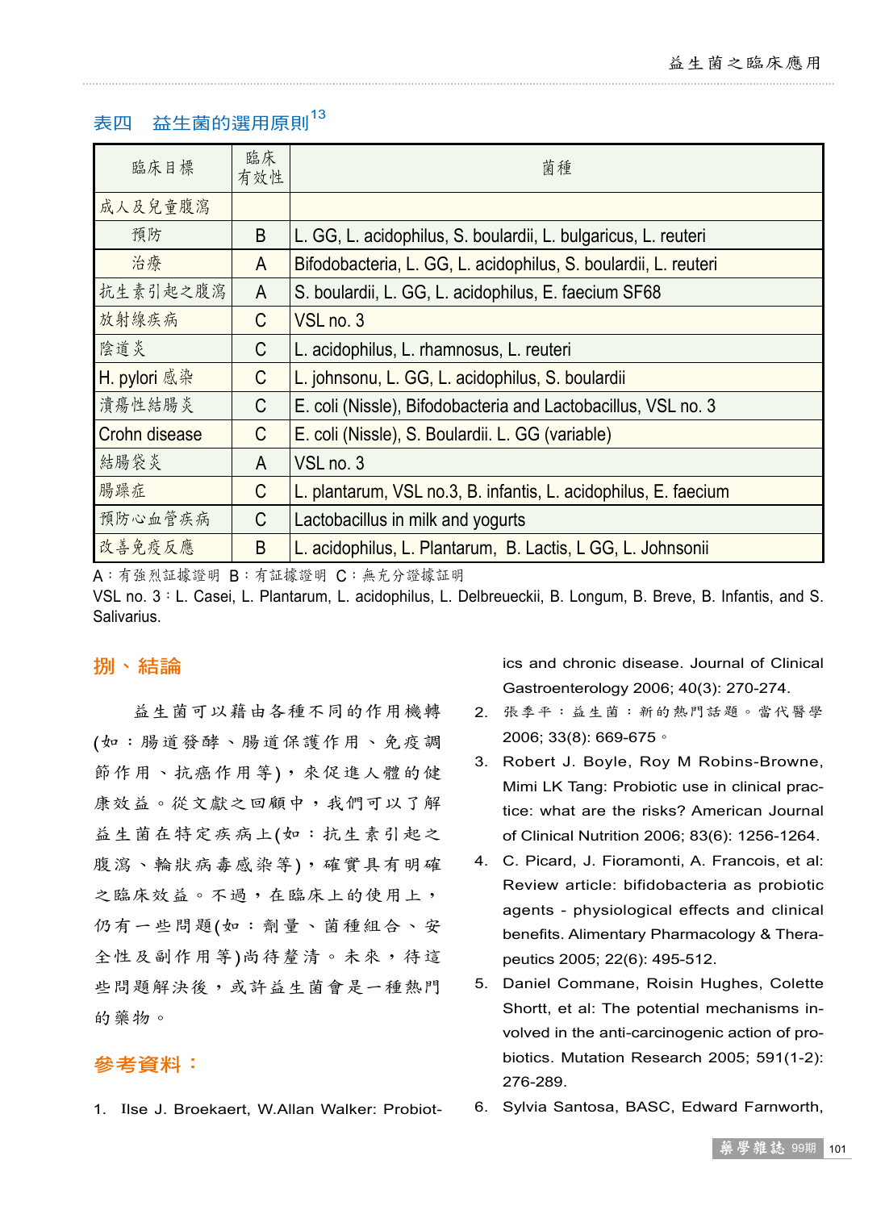### 表四　益生菌的選用原則[13]

| 臨床目標 | 臨床有效性 | 菌種 |
|---|---|---|
| 成人及兒童腹瀉 | | |
| 預防 | B | L. GG, L. acidophilus, S. boulardii, L. bulgaricus, L. reuteri |
| 治療 | A | Bifodobacteria, L. GG, L. acidophilus, S. boulardii, L. reuteri |
| 抗生素引起之腹瀉 | A | S. boulardii, L. GG, L. acidophilus, E. faecium SF68 |
| 放射線疾病 | C | VSL no. 3 |
| 陰道炎 | C | L. acidophilus, L. rhamnosus, L. reuteri |
| H. pylori 感染 | C | L. johnsonu, L. GG, L. acidophilus, S. boulardii |
| 潰瘍性結腸炎 | C | E. coli (Nissle), Bifodobacteria and Lactobacillus, VSL no. 3 |
| Crohn disease | C | E. coli (Nissle), S. Boulardii. L. GG (variable) |
| 結腸袋炎 | A | VSL no. 3 |
| 腸躁症 | C | L. plantarum, VSL no.3, B. infantis, L. acidophilus, E. faecium |
| 預防心血管疾病 | C | Lactobacillus in milk and yogurts |
| 改善免疫反應 | B | L. acidophilus, L. Plantarum, B. Lactis, L GG, L. Johnsonii |

A：有強烈証據證明 B：有証據證明 C：無充分證據証明

VSL no. 3：L. Casei, L. Plantarum, L. acidophilus, L. Delbreueckii, B. Longum, B. Breve, B. Infantis, and S. Salivarius.

## 捌、結論

益生菌可以藉由各種不同的作用機轉(如：腸道發酵、腸道保護作用、免疫調節作用、抗癌作用等)，來促進人體的健康效益。從文獻之回顧中，我們可以了解益生菌在特定疾病上(如：抗生素引起之腹瀉、輪狀病毒感染等)，確實具有明確之臨床效益。不過，在臨床上的使用上，仍有一些問題(如：劑量、菌種組合、安全性及副作用等)尚待釐清。未來，待這些問題解決後，或許益生菌會是一種熱門的藥物。

## 參考資料：

1. Ilse J. Broekaert, W.Allan Walker: Probiotics and chronic disease. Journal of Clinical Gastroenterology 2006; 40(3): 270-274.
2. 張季平：益生菌：新的熱門話題。當代醫學 2006; 33(8): 669-675。
3. Robert J. Boyle, Roy M Robins-Browne, Mimi LK Tang: Probiotic use in clinical practice: what are the risks? American Journal of Clinical Nutrition 2006; 83(6): 1256-1264.
4. C. Picard, J. Fioramonti, A. Francois, et al: Review article: bifidobacteria as probiotic agents - physiological effects and clinical benefits. Alimentary Pharmacology & Therapeutics 2005; 22(6): 495-512.
5. Daniel Commane, Roisin Hughes, Colette Shortt, et al: The potential mechanisms involved in the anti-carcinogenic action of probiotics. Mutation Research 2005; 591(1-2): 276-289.
6. Sylvia Santosa, BASC, Edward Farnworth,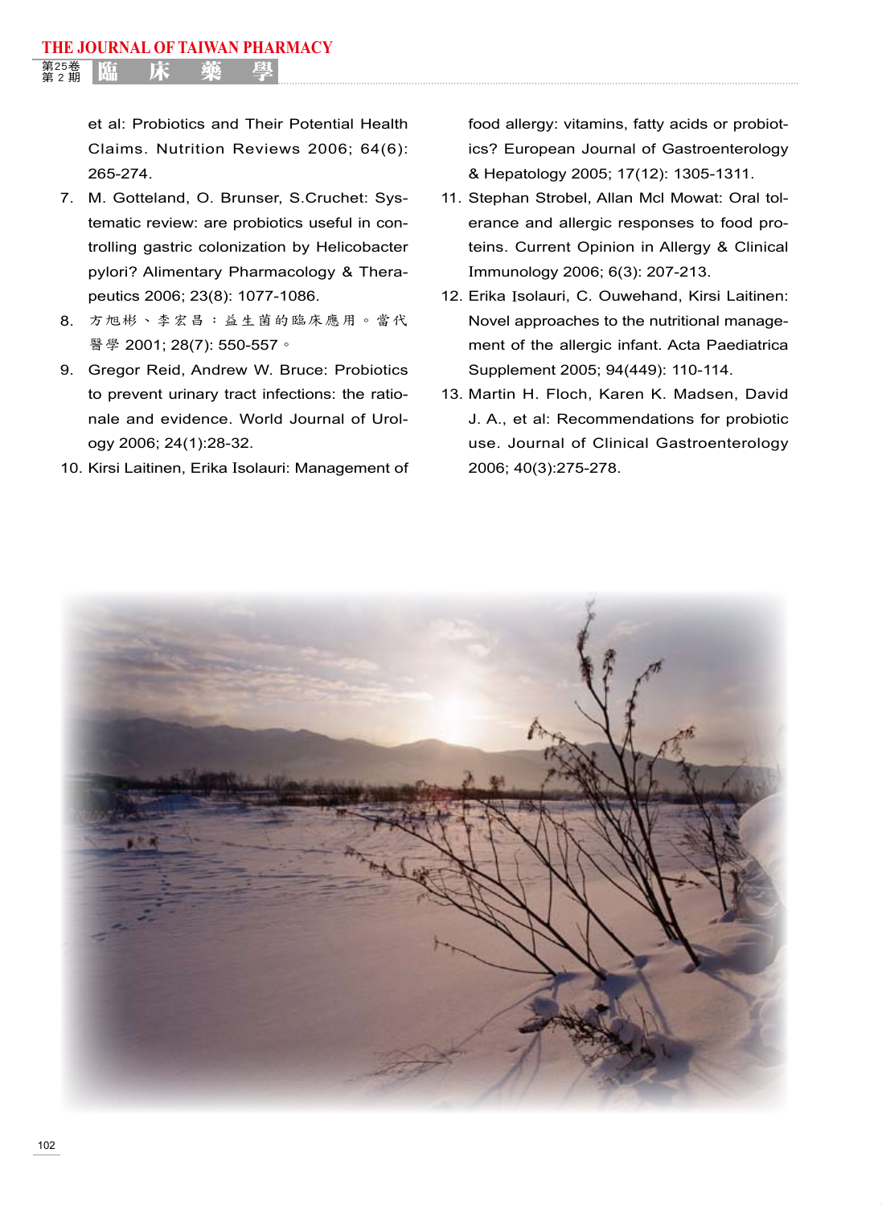et al: Probiotics and Their Potential Health Claims. Nutrition Reviews 2006; 64(6): 265-274.

7. M. Gotteland, O. Brunser, S.Cruchet: Systematic review: are probiotics useful in controlling gastric colonization by Helicobacter pylori? Alimentary Pharmacology & Therapeutics 2006; 23(8): 1077-1086.
8. 方旭彬、李宏昌：益生菌的臨床應用。當代醫學 2001; 28(7): 550-557。
9. Gregor Reid, Andrew W. Bruce: Probiotics to prevent urinary tract infections: the rationale and evidence. World Journal of Urology 2006; 24(1):28-32.
10. Kirsi Laitinen, Erika Isolauri: Management of food allergy: vitamins, fatty acids or probiotics? European Journal of Gastroenterology & Hepatology 2005; 17(12): 1305-1311.
11. Stephan Strobel, Allan Mcl Mowat: Oral tolerance and allergic responses to food proteins. Current Opinion in Allergy & Clinical Immunology 2006; 6(3): 207-213.
12. Erika Isolauri, C. Ouwehand, Kirsi Laitinen: Novel approaches to the nutritional management of the allergic infant. Acta Paediatrica Supplement 2005; 94(449): 110-114.
13. Martin H. Floch, Karen K. Madsen, David J. A., et al: Recommendations for probiotic use. Journal of Clinical Gastroenterology 2006; 40(3):275-278.